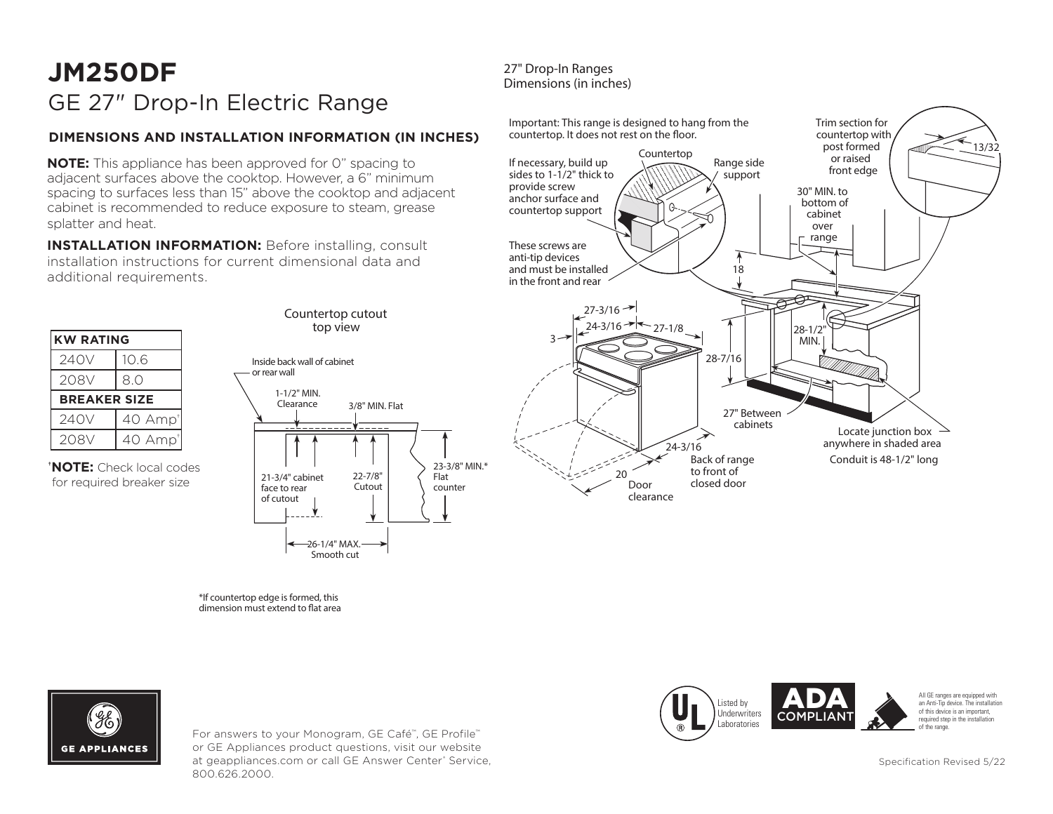# JM250DF

## GE 27" Drop-In Electric Range

### DIMENSIONS AND INSTALLATION INFORMATION (IN INCHES)

**NOTE:** This appliance has been approved for 0" spacing to adjacent surfaces above the cooktop. However, a 6" minimum spacing to surfaces less than 15" above the cooktop and adjacent cabinet is recommended to reduce exposure to steam, grease splatter and heat.

**INSTALLATION INFORMATION:** Before installing, consult installation instructions for current dimensional data and additional requirements.

| KW RATING | |
|---|---|
| 240V | 10.6 |
| 208V | 8.0 |
| **BREAKER SIZE** | |
| 240V | 40 Amp† |
| 208V | 40 Amp† |

†**NOTE:** Check local codes for required breaker size

Countertop cutout top view

Inside back wall of cabinet or rear wall

1-1/2" MIN. Clearance

3/8" MIN. Flat

21-3/4" cabinet face to rear of cutout

22-7/8" Cutout

23-3/8" MIN.* Flat counter

26-1/4" MAX. Smooth cut

*If countertop edge is formed, this dimension must extend to flat area

27" Drop-In Ranges
Dimensions (in inches)

Important: This range is designed to hang from the countertop. It does not rest on the floor.

Countertop

Range side support

If necessary, build up sides to 1-1/2" thick to provide screw anchor surface and countertop support

These screws are anti-tip devices and must be installed in the front and rear

Trim section for countertop with post formed or raised front edge

13/32

30" MIN. to bottom of cabinet over range

18

27-3/16

24-3/16

27-1/8

3

28-1/2" MIN.

28-7/16

27" Between cabinets

Locate junction box anywhere in shaded area

Conduit is 48-1/2" long

24-3/16

Back of range to front of closed door

20

Door clearance

For answers to your Monogram, GE Café™, GE Profile™ or GE Appliances product questions, visit our website at geappliances.com or call GE Answer Center® Service, 800.626.2000.

Listed by Underwriters Laboratories

ADA COMPLIANT

All GE ranges are equipped with an Anti-Tip device. The installation of this device is an important, required step in the installation of the range.

Specification Revised 5/22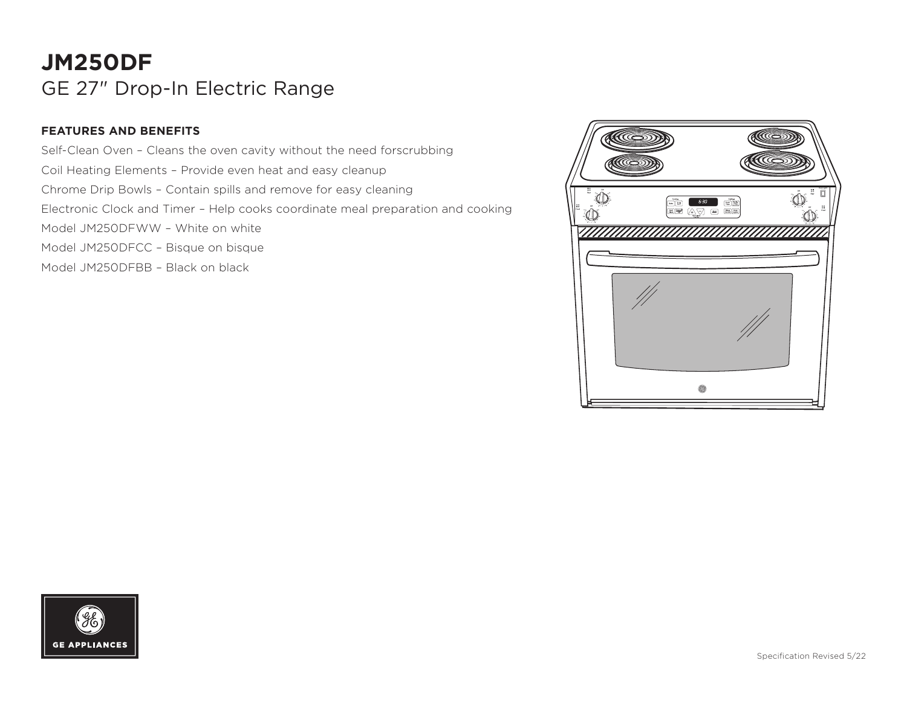# JM250DF

GE 27" Drop-In Electric Range

### FEATURES AND BENEFITS

Self-Clean Oven – Cleans the oven cavity without the need forscrubbing

Coil Heating Elements – Provide even heat and easy cleanup

Chrome Drip Bowls – Contain spills and remove for easy cleaning

Electronic Clock and Timer – Help cooks coordinate meal preparation and cooking

Model JM250DFWW – White on white

Model JM250DFCC – Bisque on bisque

Model JM250DFBB – Black on black

Specification Revised 5/22